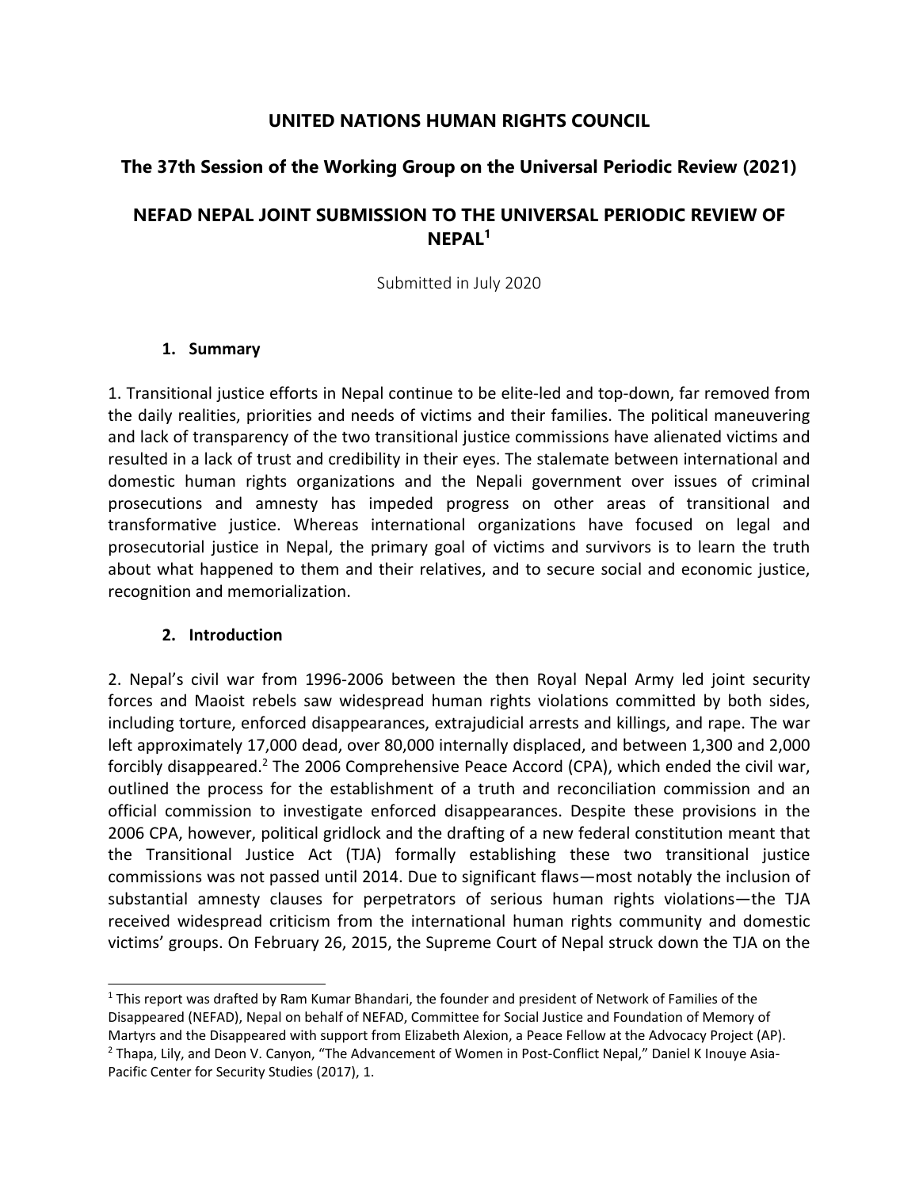# UNITED NATIONS HUMAN RIGHTS COUNCIL

## The 37th Session of the Working Group on the Universal Periodic Review (2021)

## NEFAD NEPAL JOINT SUBMISSION TO THE UNIVERSAL PERIODIC REVIEW OF NEPAL[1]

Submitted in July 2020

### 1. Summary

1. Transitional justice efforts in Nepal continue to be elite-led and top-down, far removed from the daily realities, priorities and needs of victims and their families. The political maneuvering and lack of transparency of the two transitional justice commissions have alienated victims and resulted in a lack of trust and credibility in their eyes. The stalemate between international and domestic human rights organizations and the Nepali government over issues of criminal prosecutions and amnesty has impeded progress on other areas of transitional and transformative justice. Whereas international organizations have focused on legal and prosecutorial justice in Nepal, the primary goal of victims and survivors is to learn the truth about what happened to them and their relatives, and to secure social and economic justice, recognition and memorialization.

### 2. Introduction

2. Nepal's civil war from 1996-2006 between the then Royal Nepal Army led joint security forces and Maoist rebels saw widespread human rights violations committed by both sides, including torture, enforced disappearances, extrajudicial arrests and killings, and rape. The war left approximately 17,000 dead, over 80,000 internally displaced, and between 1,300 and 2,000 forcibly disappeared.[2] The 2006 Comprehensive Peace Accord (CPA), which ended the civil war, outlined the process for the establishment of a truth and reconciliation commission and an official commission to investigate enforced disappearances. Despite these provisions in the 2006 CPA, however, political gridlock and the drafting of a new federal constitution meant that the Transitional Justice Act (TJA) formally establishing these two transitional justice commissions was not passed until 2014. Due to significant flaws—most notably the inclusion of substantial amnesty clauses for perpetrators of serious human rights violations—the TJA received widespread criticism from the international human rights community and domestic victims' groups. On February 26, 2015, the Supreme Court of Nepal struck down the TJA on the

---

[1] This report was drafted by Ram Kumar Bhandari, the founder and president of Network of Families of the Disappeared (NEFAD), Nepal on behalf of NEFAD, Committee for Social Justice and Foundation of Memory of Martyrs and the Disappeared with support from Elizabeth Alexion, a Peace Fellow at the Advocacy Project (AP).

[2] Thapa, Lily, and Deon V. Canyon, "The Advancement of Women in Post-Conflict Nepal," Daniel K Inouye Asia-Pacific Center for Security Studies (2017), 1.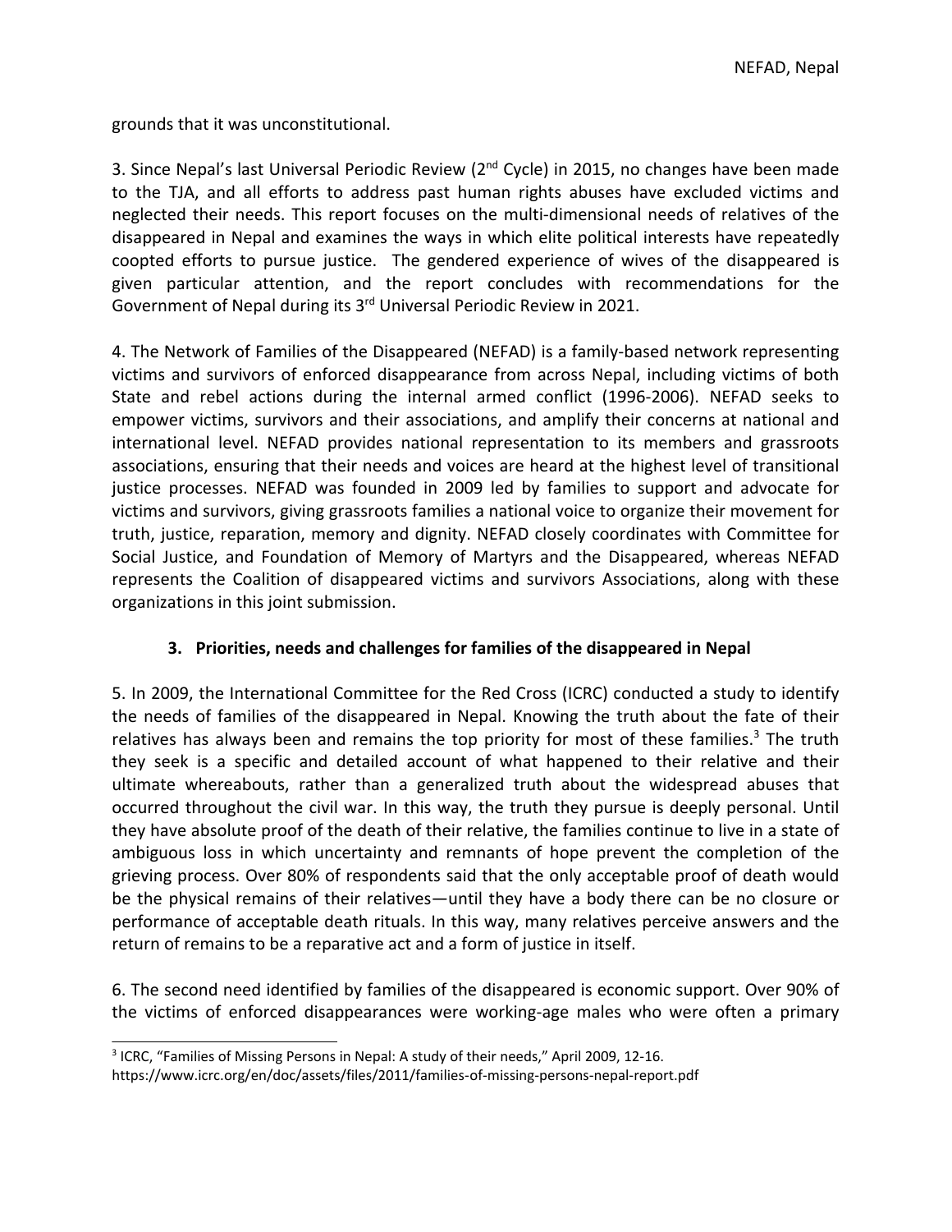grounds that it was unconstitutional.

3. Since Nepal's last Universal Periodic Review (2nd Cycle) in 2015, no changes have been made to the TJA, and all efforts to address past human rights abuses have excluded victims and neglected their needs. This report focuses on the multi-dimensional needs of relatives of the disappeared in Nepal and examines the ways in which elite political interests have repeatedly coopted efforts to pursue justice. The gendered experience of wives of the disappeared is given particular attention, and the report concludes with recommendations for the Government of Nepal during its 3rd Universal Periodic Review in 2021.

4. The Network of Families of the Disappeared (NEFAD) is a family-based network representing victims and survivors of enforced disappearance from across Nepal, including victims of both State and rebel actions during the internal armed conflict (1996-2006). NEFAD seeks to empower victims, survivors and their associations, and amplify their concerns at national and international level. NEFAD provides national representation to its members and grassroots associations, ensuring that their needs and voices are heard at the highest level of transitional justice processes. NEFAD was founded in 2009 led by families to support and advocate for victims and survivors, giving grassroots families a national voice to organize their movement for truth, justice, reparation, memory and dignity. NEFAD closely coordinates with Committee for Social Justice, and Foundation of Memory of Martyrs and the Disappeared, whereas NEFAD represents the Coalition of disappeared victims and survivors Associations, along with these organizations in this joint submission.

## 3. Priorities, needs and challenges for families of the disappeared in Nepal

5. In 2009, the International Committee for the Red Cross (ICRC) conducted a study to identify the needs of families of the disappeared in Nepal. Knowing the truth about the fate of their relatives has always been and remains the top priority for most of these families.[3] The truth they seek is a specific and detailed account of what happened to their relative and their ultimate whereabouts, rather than a generalized truth about the widespread abuses that occurred throughout the civil war. In this way, the truth they pursue is deeply personal. Until they have absolute proof of the death of their relative, the families continue to live in a state of ambiguous loss in which uncertainty and remnants of hope prevent the completion of the grieving process. Over 80% of respondents said that the only acceptable proof of death would be the physical remains of their relatives—until they have a body there can be no closure or performance of acceptable death rituals. In this way, many relatives perceive answers and the return of remains to be a reparative act and a form of justice in itself.

6. The second need identified by families of the disappeared is economic support. Over 90% of the victims of enforced disappearances were working-age males who were often a primary

[3] ICRC, "Families of Missing Persons in Nepal: A study of their needs," April 2009, 12-16. https://www.icrc.org/en/doc/assets/files/2011/families-of-missing-persons-nepal-report.pdf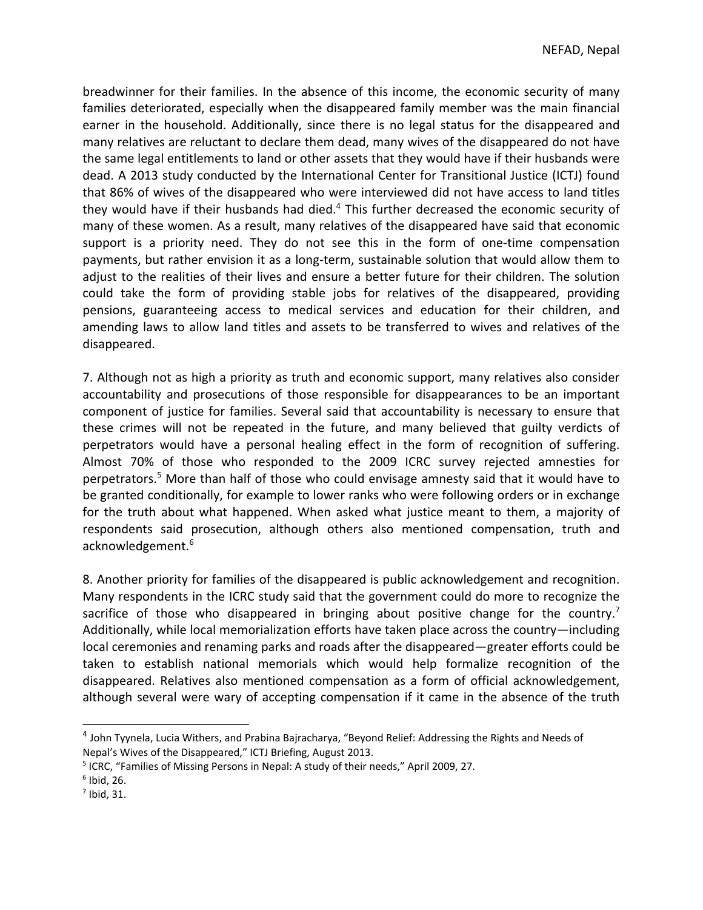breadwinner for their families. In the absence of this income, the economic security of many families deteriorated, especially when the disappeared family member was the main financial earner in the household. Additionally, since there is no legal status for the disappeared and many relatives are reluctant to declare them dead, many wives of the disappeared do not have the same legal entitlements to land or other assets that they would have if their husbands were dead. A 2013 study conducted by the International Center for Transitional Justice (ICTJ) found that 86% of wives of the disappeared who were interviewed did not have access to land titles they would have if their husbands had died.[4] This further decreased the economic security of many of these women. As a result, many relatives of the disappeared have said that economic support is a priority need. They do not see this in the form of one-time compensation payments, but rather envision it as a long-term, sustainable solution that would allow them to adjust to the realities of their lives and ensure a better future for their children. The solution could take the form of providing stable jobs for relatives of the disappeared, providing pensions, guaranteeing access to medical services and education for their children, and amending laws to allow land titles and assets to be transferred to wives and relatives of the disappeared.

7. Although not as high a priority as truth and economic support, many relatives also consider accountability and prosecutions of those responsible for disappearances to be an important component of justice for families. Several said that accountability is necessary to ensure that these crimes will not be repeated in the future, and many believed that guilty verdicts of perpetrators would have a personal healing effect in the form of recognition of suffering. Almost 70% of those who responded to the 2009 ICRC survey rejected amnesties for perpetrators.[5] More than half of those who could envisage amnesty said that it would have to be granted conditionally, for example to lower ranks who were following orders or in exchange for the truth about what happened. When asked what justice meant to them, a majority of respondents said prosecution, although others also mentioned compensation, truth and acknowledgement.[6]

8. Another priority for families of the disappeared is public acknowledgement and recognition. Many respondents in the ICRC study said that the government could do more to recognize the sacrifice of those who disappeared in bringing about positive change for the country.[7] Additionally, while local memorialization efforts have taken place across the country—including local ceremonies and renaming parks and roads after the disappeared—greater efforts could be taken to establish national memorials which would help formalize recognition of the disappeared. Relatives also mentioned compensation as a form of official acknowledgement, although several were wary of accepting compensation if it came in the absence of the truth

---

[4] John Tyynela, Lucia Withers, and Prabina Bajracharya, "Beyond Relief: Addressing the Rights and Needs of Nepal's Wives of the Disappeared," ICTJ Briefing, August 2013.

[5] ICRC, "Families of Missing Persons in Nepal: A study of their needs," April 2009, 27.

[6] Ibid, 26.

[7] Ibid, 31.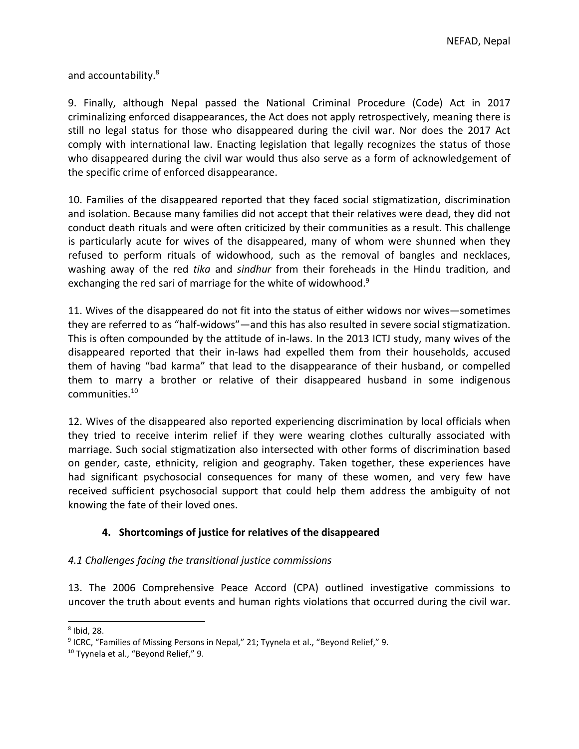and accountability.[8]

9. Finally, although Nepal passed the National Criminal Procedure (Code) Act in 2017 criminalizing enforced disappearances, the Act does not apply retrospectively, meaning there is still no legal status for those who disappeared during the civil war. Nor does the 2017 Act comply with international law. Enacting legislation that legally recognizes the status of those who disappeared during the civil war would thus also serve as a form of acknowledgement of the specific crime of enforced disappearance.

10. Families of the disappeared reported that they faced social stigmatization, discrimination and isolation. Because many families did not accept that their relatives were dead, they did not conduct death rituals and were often criticized by their communities as a result. This challenge is particularly acute for wives of the disappeared, many of whom were shunned when they refused to perform rituals of widowhood, such as the removal of bangles and necklaces, washing away of the red *tika* and *sindhur* from their foreheads in the Hindu tradition, and exchanging the red sari of marriage for the white of widowhood.[9]

11. Wives of the disappeared do not fit into the status of either widows nor wives—sometimes they are referred to as "half-widows"—and this has also resulted in severe social stigmatization. This is often compounded by the attitude of in-laws. In the 2013 ICTJ study, many wives of the disappeared reported that their in-laws had expelled them from their households, accused them of having "bad karma" that lead to the disappearance of their husband, or compelled them to marry a brother or relative of their disappeared husband in some indigenous communities.[10]

12. Wives of the disappeared also reported experiencing discrimination by local officials when they tried to receive interim relief if they were wearing clothes culturally associated with marriage. Such social stigmatization also intersected with other forms of discrimination based on gender, caste, ethnicity, religion and geography. Taken together, these experiences have had significant psychosocial consequences for many of these women, and very few have received sufficient psychosocial support that could help them address the ambiguity of not knowing the fate of their loved ones.

## 4. Shortcomings of justice for relatives of the disappeared

### *4.1 Challenges facing the transitional justice commissions*

13. The 2006 Comprehensive Peace Accord (CPA) outlined investigative commissions to uncover the truth about events and human rights violations that occurred during the civil war.

---

[8] Ibid, 28.

[9] ICRC, "Families of Missing Persons in Nepal," 21; Tyynela et al., "Beyond Relief," 9.

[10] Tyynela et al., "Beyond Relief," 9.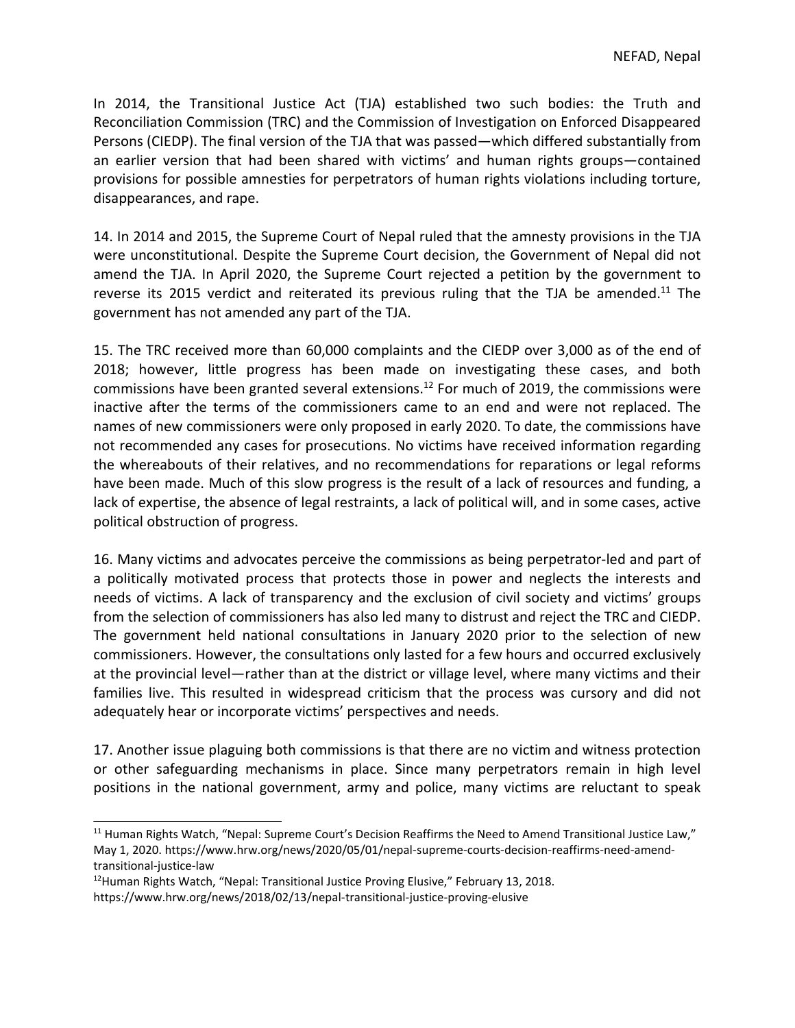In 2014, the Transitional Justice Act (TJA) established two such bodies: the Truth and Reconciliation Commission (TRC) and the Commission of Investigation on Enforced Disappeared Persons (CIEDP). The final version of the TJA that was passed—which differed substantially from an earlier version that had been shared with victims' and human rights groups—contained provisions for possible amnesties for perpetrators of human rights violations including torture, disappearances, and rape.

14. In 2014 and 2015, the Supreme Court of Nepal ruled that the amnesty provisions in the TJA were unconstitutional. Despite the Supreme Court decision, the Government of Nepal did not amend the TJA. In April 2020, the Supreme Court rejected a petition by the government to reverse its 2015 verdict and reiterated its previous ruling that the TJA be amended.[11] The government has not amended any part of the TJA.

15. The TRC received more than 60,000 complaints and the CIEDP over 3,000 as of the end of 2018; however, little progress has been made on investigating these cases, and both commissions have been granted several extensions.[12] For much of 2019, the commissions were inactive after the terms of the commissioners came to an end and were not replaced. The names of new commissioners were only proposed in early 2020. To date, the commissions have not recommended any cases for prosecutions. No victims have received information regarding the whereabouts of their relatives, and no recommendations for reparations or legal reforms have been made. Much of this slow progress is the result of a lack of resources and funding, a lack of expertise, the absence of legal restraints, a lack of political will, and in some cases, active political obstruction of progress.

16. Many victims and advocates perceive the commissions as being perpetrator-led and part of a politically motivated process that protects those in power and neglects the interests and needs of victims. A lack of transparency and the exclusion of civil society and victims' groups from the selection of commissioners has also led many to distrust and reject the TRC and CIEDP. The government held national consultations in January 2020 prior to the selection of new commissioners. However, the consultations only lasted for a few hours and occurred exclusively at the provincial level—rather than at the district or village level, where many victims and their families live. This resulted in widespread criticism that the process was cursory and did not adequately hear or incorporate victims' perspectives and needs.

17. Another issue plaguing both commissions is that there are no victim and witness protection or other safeguarding mechanisms in place. Since many perpetrators remain in high level positions in the national government, army and police, many victims are reluctant to speak

[11] Human Rights Watch, "Nepal: Supreme Court's Decision Reaffirms the Need to Amend Transitional Justice Law," May 1, 2020. https://www.hrw.org/news/2020/05/01/nepal-supreme-courts-decision-reaffirms-need-amend-transitional-justice-law

[12] Human Rights Watch, "Nepal: Transitional Justice Proving Elusive," February 13, 2018. https://www.hrw.org/news/2018/02/13/nepal-transitional-justice-proving-elusive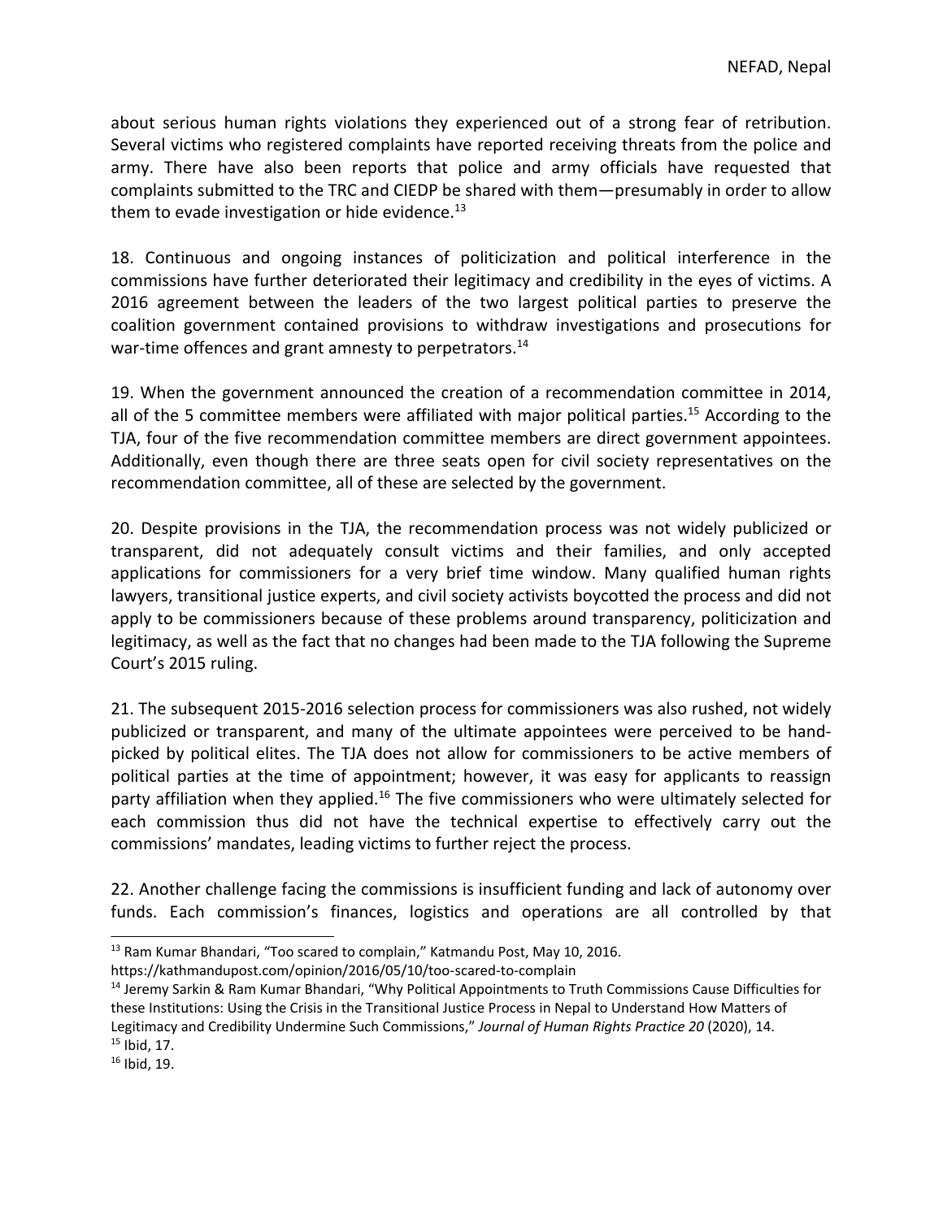about serious human rights violations they experienced out of a strong fear of retribution. Several victims who registered complaints have reported receiving threats from the police and army. There have also been reports that police and army officials have requested that complaints submitted to the TRC and CIEDP be shared with them—presumably in order to allow them to evade investigation or hide evidence.[13]

18. Continuous and ongoing instances of politicization and political interference in the commissions have further deteriorated their legitimacy and credibility in the eyes of victims. A 2016 agreement between the leaders of the two largest political parties to preserve the coalition government contained provisions to withdraw investigations and prosecutions for war-time offences and grant amnesty to perpetrators.[14]

19. When the government announced the creation of a recommendation committee in 2014, all of the 5 committee members were affiliated with major political parties.[15] According to the TJA, four of the five recommendation committee members are direct government appointees. Additionally, even though there are three seats open for civil society representatives on the recommendation committee, all of these are selected by the government.

20. Despite provisions in the TJA, the recommendation process was not widely publicized or transparent, did not adequately consult victims and their families, and only accepted applications for commissioners for a very brief time window. Many qualified human rights lawyers, transitional justice experts, and civil society activists boycotted the process and did not apply to be commissioners because of these problems around transparency, politicization and legitimacy, as well as the fact that no changes had been made to the TJA following the Supreme Court's 2015 ruling.

21. The subsequent 2015-2016 selection process for commissioners was also rushed, not widely publicized or transparent, and many of the ultimate appointees were perceived to be hand-picked by political elites. The TJA does not allow for commissioners to be active members of political parties at the time of appointment; however, it was easy for applicants to reassign party affiliation when they applied.[16] The five commissioners who were ultimately selected for each commission thus did not have the technical expertise to effectively carry out the commissions' mandates, leading victims to further reject the process.

22. Another challenge facing the commissions is insufficient funding and lack of autonomy over funds. Each commission's finances, logistics and operations are all controlled by that

---

[13] Ram Kumar Bhandari, "Too scared to complain," Katmandu Post, May 10, 2016. https://kathmandupost.com/opinion/2016/05/10/too-scared-to-complain

[14] Jeremy Sarkin & Ram Kumar Bhandari, "Why Political Appointments to Truth Commissions Cause Difficulties for these Institutions: Using the Crisis in the Transitional Justice Process in Nepal to Understand How Matters of Legitimacy and Credibility Undermine Such Commissions," *Journal of Human Rights Practice 20* (2020), 14.

[15] Ibid, 17.

[16] Ibid, 19.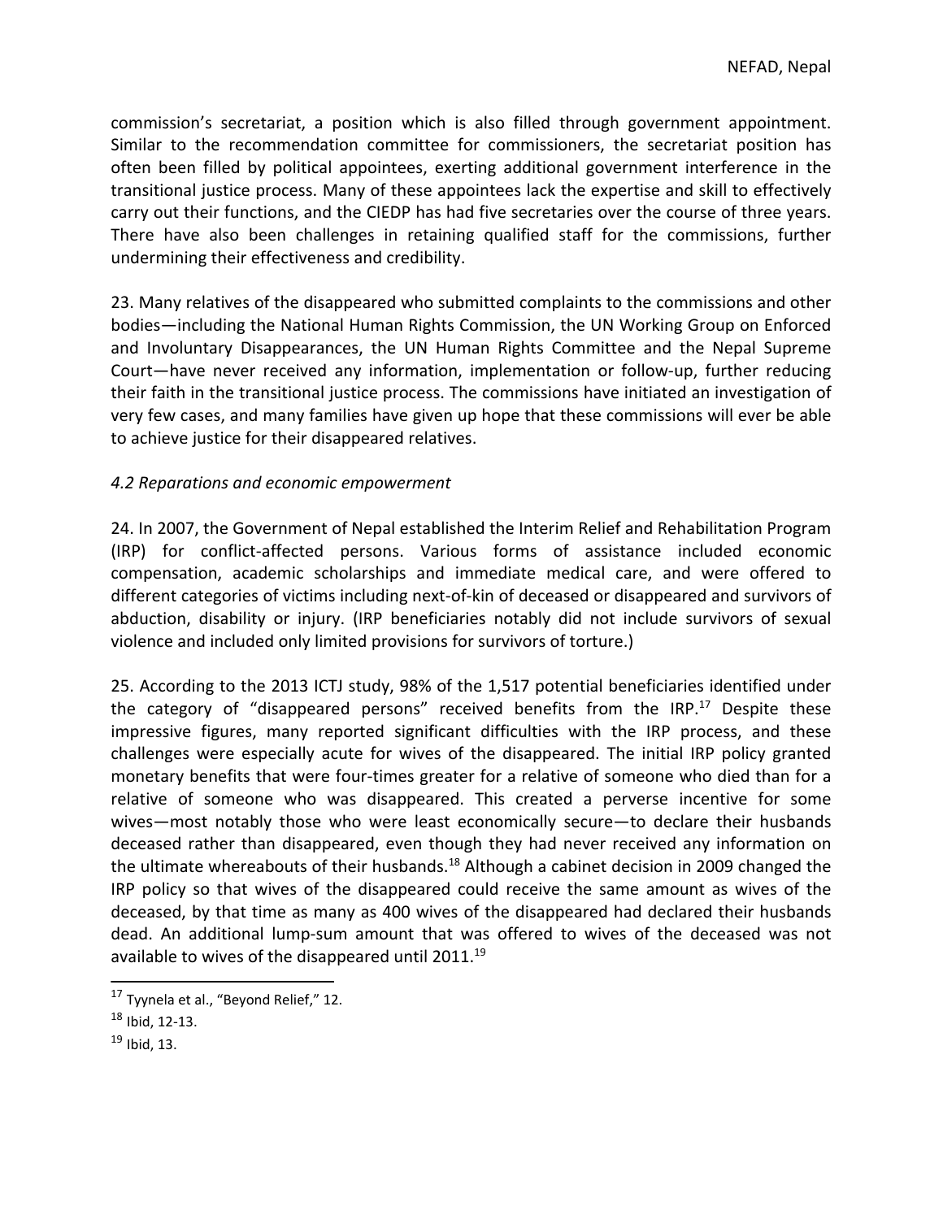commission's secretariat, a position which is also filled through government appointment. Similar to the recommendation committee for commissioners, the secretariat position has often been filled by political appointees, exerting additional government interference in the transitional justice process. Many of these appointees lack the expertise and skill to effectively carry out their functions, and the CIEDP has had five secretaries over the course of three years. There have also been challenges in retaining qualified staff for the commissions, further undermining their effectiveness and credibility.

23. Many relatives of the disappeared who submitted complaints to the commissions and other bodies—including the National Human Rights Commission, the UN Working Group on Enforced and Involuntary Disappearances, the UN Human Rights Committee and the Nepal Supreme Court—have never received any information, implementation or follow-up, further reducing their faith in the transitional justice process. The commissions have initiated an investigation of very few cases, and many families have given up hope that these commissions will ever be able to achieve justice for their disappeared relatives.

*4.2 Reparations and economic empowerment*

24. In 2007, the Government of Nepal established the Interim Relief and Rehabilitation Program (IRP) for conflict-affected persons. Various forms of assistance included economic compensation, academic scholarships and immediate medical care, and were offered to different categories of victims including next-of-kin of deceased or disappeared and survivors of abduction, disability or injury. (IRP beneficiaries notably did not include survivors of sexual violence and included only limited provisions for survivors of torture.)

25. According to the 2013 ICTJ study, 98% of the 1,517 potential beneficiaries identified under the category of "disappeared persons" received benefits from the IRP.[17] Despite these impressive figures, many reported significant difficulties with the IRP process, and these challenges were especially acute for wives of the disappeared. The initial IRP policy granted monetary benefits that were four-times greater for a relative of someone who died than for a relative of someone who was disappeared. This created a perverse incentive for some wives—most notably those who were least economically secure—to declare their husbands deceased rather than disappeared, even though they had never received any information on the ultimate whereabouts of their husbands.[18] Although a cabinet decision in 2009 changed the IRP policy so that wives of the disappeared could receive the same amount as wives of the deceased, by that time as many as 400 wives of the disappeared had declared their husbands dead. An additional lump-sum amount that was offered to wives of the deceased was not available to wives of the disappeared until 2011.[19]

[17] Tyynela et al., "Beyond Relief," 12.

[18] Ibid, 12-13.

[19] Ibid, 13.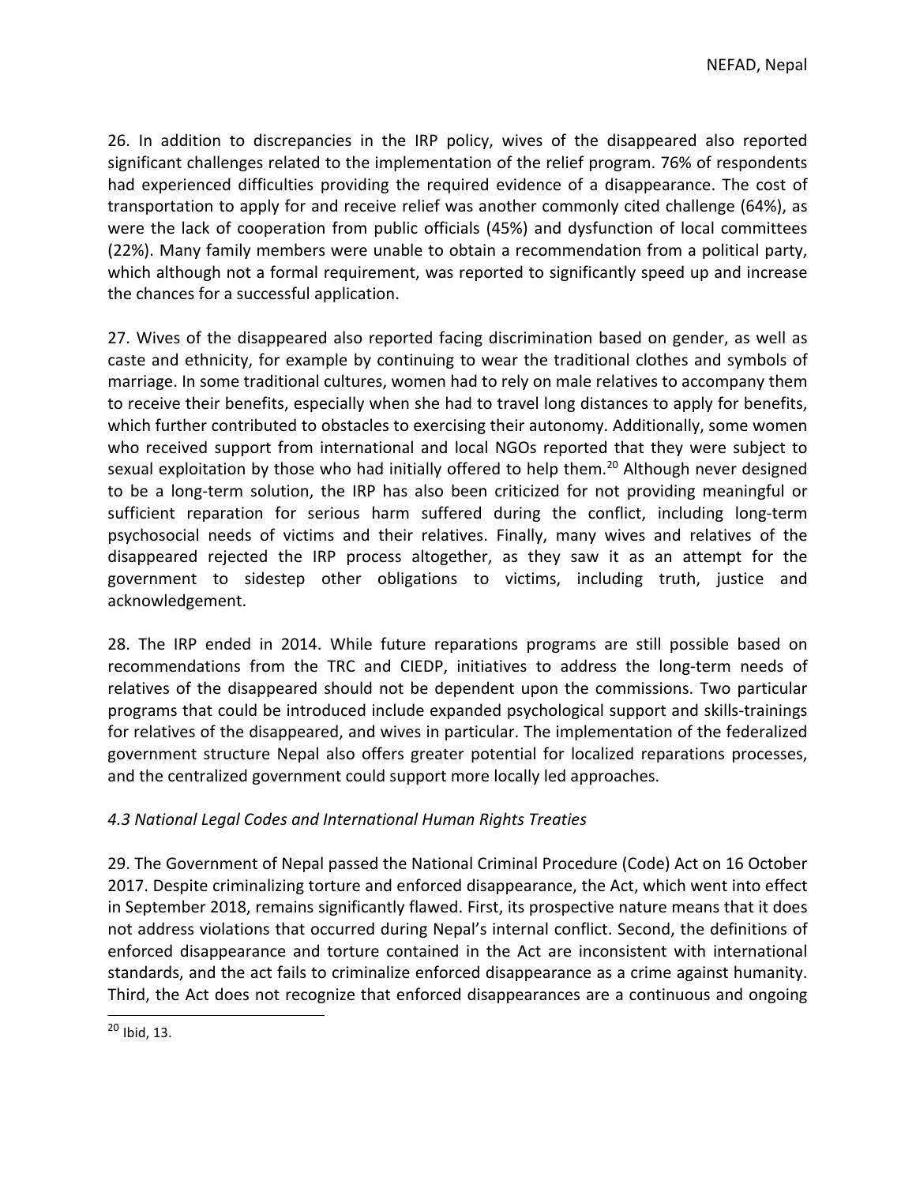26. In addition to discrepancies in the IRP policy, wives of the disappeared also reported significant challenges related to the implementation of the relief program. 76% of respondents had experienced difficulties providing the required evidence of a disappearance. The cost of transportation to apply for and receive relief was another commonly cited challenge (64%), as were the lack of cooperation from public officials (45%) and dysfunction of local committees (22%). Many family members were unable to obtain a recommendation from a political party, which although not a formal requirement, was reported to significantly speed up and increase the chances for a successful application.

27. Wives of the disappeared also reported facing discrimination based on gender, as well as caste and ethnicity, for example by continuing to wear the traditional clothes and symbols of marriage. In some traditional cultures, women had to rely on male relatives to accompany them to receive their benefits, especially when she had to travel long distances to apply for benefits, which further contributed to obstacles to exercising their autonomy. Additionally, some women who received support from international and local NGOs reported that they were subject to sexual exploitation by those who had initially offered to help them.[20] Although never designed to be a long-term solution, the IRP has also been criticized for not providing meaningful or sufficient reparation for serious harm suffered during the conflict, including long-term psychosocial needs of victims and their relatives. Finally, many wives and relatives of the disappeared rejected the IRP process altogether, as they saw it as an attempt for the government to sidestep other obligations to victims, including truth, justice and acknowledgement.

28. The IRP ended in 2014. While future reparations programs are still possible based on recommendations from the TRC and CIEDP, initiatives to address the long-term needs of relatives of the disappeared should not be dependent upon the commissions. Two particular programs that could be introduced include expanded psychological support and skills-trainings for relatives of the disappeared, and wives in particular. The implementation of the federalized government structure Nepal also offers greater potential for localized reparations processes, and the centralized government could support more locally led approaches.

*4.3 National Legal Codes and International Human Rights Treaties*

29. The Government of Nepal passed the National Criminal Procedure (Code) Act on 16 October 2017. Despite criminalizing torture and enforced disappearance, the Act, which went into effect in September 2018, remains significantly flawed. First, its prospective nature means that it does not address violations that occurred during Nepal's internal conflict. Second, the definitions of enforced disappearance and torture contained in the Act are inconsistent with international standards, and the act fails to criminalize enforced disappearance as a crime against humanity. Third, the Act does not recognize that enforced disappearances are a continuous and ongoing

[20] Ibid, 13.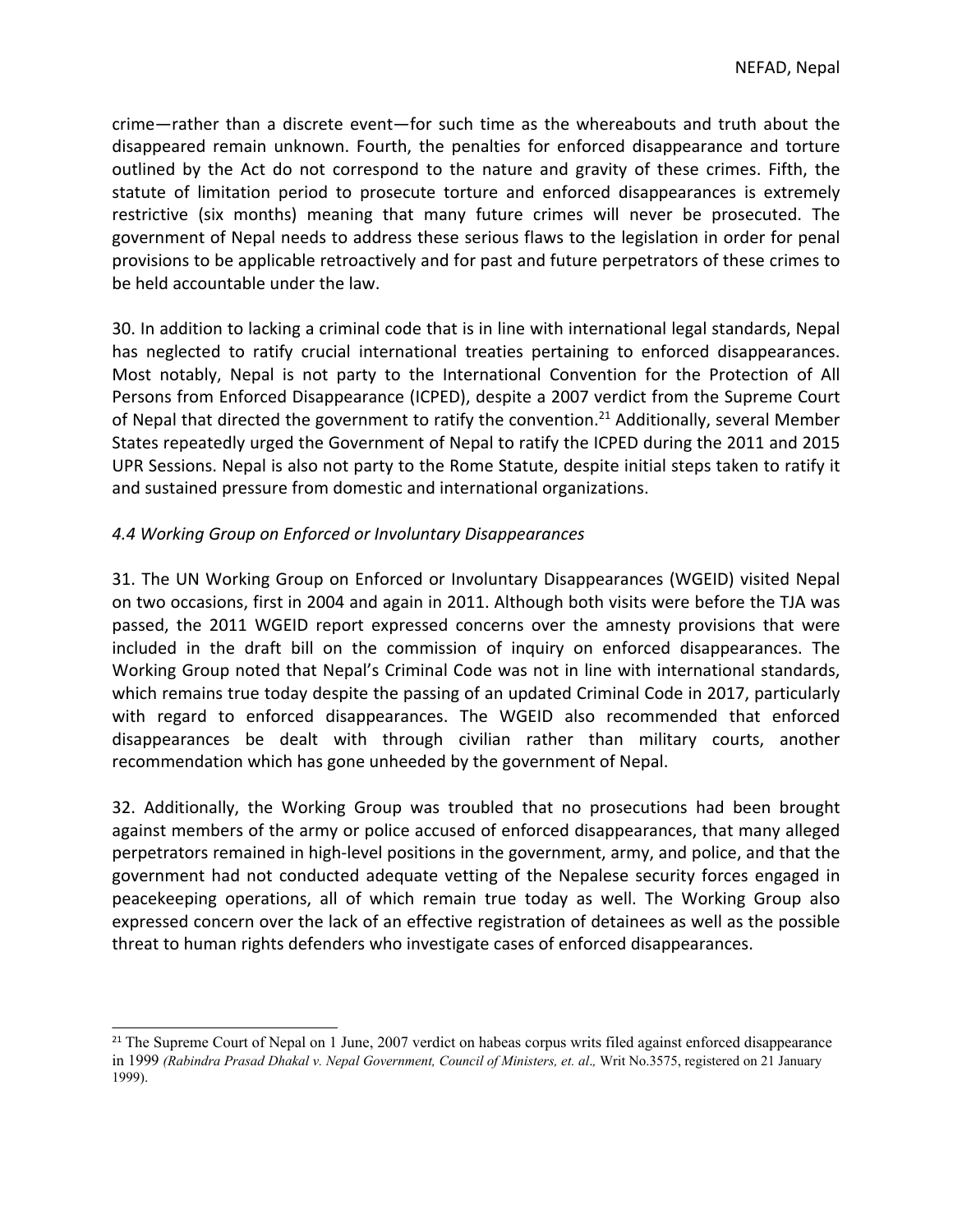crime—rather than a discrete event—for such time as the whereabouts and truth about the disappeared remain unknown. Fourth, the penalties for enforced disappearance and torture outlined by the Act do not correspond to the nature and gravity of these crimes. Fifth, the statute of limitation period to prosecute torture and enforced disappearances is extremely restrictive (six months) meaning that many future crimes will never be prosecuted. The government of Nepal needs to address these serious flaws to the legislation in order for penal provisions to be applicable retroactively and for past and future perpetrators of these crimes to be held accountable under the law.

30. In addition to lacking a criminal code that is in line with international legal standards, Nepal has neglected to ratify crucial international treaties pertaining to enforced disappearances. Most notably, Nepal is not party to the International Convention for the Protection of All Persons from Enforced Disappearance (ICPED), despite a 2007 verdict from the Supreme Court of Nepal that directed the government to ratify the convention.[21] Additionally, several Member States repeatedly urged the Government of Nepal to ratify the ICPED during the 2011 and 2015 UPR Sessions. Nepal is also not party to the Rome Statute, despite initial steps taken to ratify it and sustained pressure from domestic and international organizations.

### *4.4 Working Group on Enforced or Involuntary Disappearances*

31. The UN Working Group on Enforced or Involuntary Disappearances (WGEID) visited Nepal on two occasions, first in 2004 and again in 2011. Although both visits were before the TJA was passed, the 2011 WGEID report expressed concerns over the amnesty provisions that were included in the draft bill on the commission of inquiry on enforced disappearances. The Working Group noted that Nepal's Criminal Code was not in line with international standards, which remains true today despite the passing of an updated Criminal Code in 2017, particularly with regard to enforced disappearances. The WGEID also recommended that enforced disappearances be dealt with through civilian rather than military courts, another recommendation which has gone unheeded by the government of Nepal.

32. Additionally, the Working Group was troubled that no prosecutions had been brought against members of the army or police accused of enforced disappearances, that many alleged perpetrators remained in high-level positions in the government, army, and police, and that the government had not conducted adequate vetting of the Nepalese security forces engaged in peacekeeping operations, all of which remain true today as well. The Working Group also expressed concern over the lack of an effective registration of detainees as well as the possible threat to human rights defenders who investigate cases of enforced disappearances.

---

[21] The Supreme Court of Nepal on 1 June, 2007 verdict on habeas corpus writs filed against enforced disappearance in 1999 *(Rabindra Prasad Dhakal v. Nepal Government, Council of Ministers, et. al.,* Writ No.3575, registered on 21 January 1999).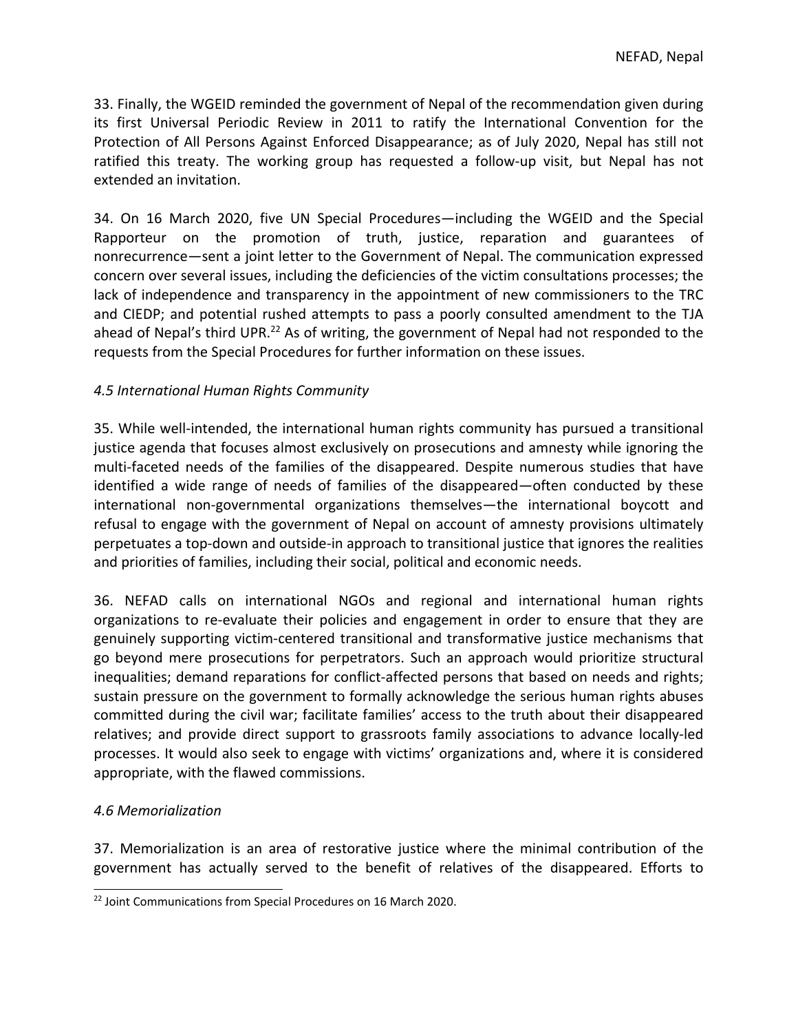33. Finally, the WGEID reminded the government of Nepal of the recommendation given during its first Universal Periodic Review in 2011 to ratify the International Convention for the Protection of All Persons Against Enforced Disappearance; as of July 2020, Nepal has still not ratified this treaty. The working group has requested a follow-up visit, but Nepal has not extended an invitation.

34. On 16 March 2020, five UN Special Procedures—including the WGEID and the Special Rapporteur on the promotion of truth, justice, reparation and guarantees of nonrecurrence—sent a joint letter to the Government of Nepal. The communication expressed concern over several issues, including the deficiencies of the victim consultations processes; the lack of independence and transparency in the appointment of new commissioners to the TRC and CIEDP; and potential rushed attempts to pass a poorly consulted amendment to the TJA ahead of Nepal's third UPR.[22] As of writing, the government of Nepal had not responded to the requests from the Special Procedures for further information on these issues.

*4.5 International Human Rights Community*

35. While well-intended, the international human rights community has pursued a transitional justice agenda that focuses almost exclusively on prosecutions and amnesty while ignoring the multi-faceted needs of the families of the disappeared. Despite numerous studies that have identified a wide range of needs of families of the disappeared—often conducted by these international non-governmental organizations themselves—the international boycott and refusal to engage with the government of Nepal on account of amnesty provisions ultimately perpetuates a top-down and outside-in approach to transitional justice that ignores the realities and priorities of families, including their social, political and economic needs.

36. NEFAD calls on international NGOs and regional and international human rights organizations to re-evaluate their policies and engagement in order to ensure that they are genuinely supporting victim-centered transitional and transformative justice mechanisms that go beyond mere prosecutions for perpetrators. Such an approach would prioritize structural inequalities; demand reparations for conflict-affected persons that based on needs and rights; sustain pressure on the government to formally acknowledge the serious human rights abuses committed during the civil war; facilitate families' access to the truth about their disappeared relatives; and provide direct support to grassroots family associations to advance locally-led processes. It would also seek to engage with victims' organizations and, where it is considered appropriate, with the flawed commissions.

*4.6 Memorialization*

37. Memorialization is an area of restorative justice where the minimal contribution of the government has actually served to the benefit of relatives of the disappeared. Efforts to

[22] Joint Communications from Special Procedures on 16 March 2020.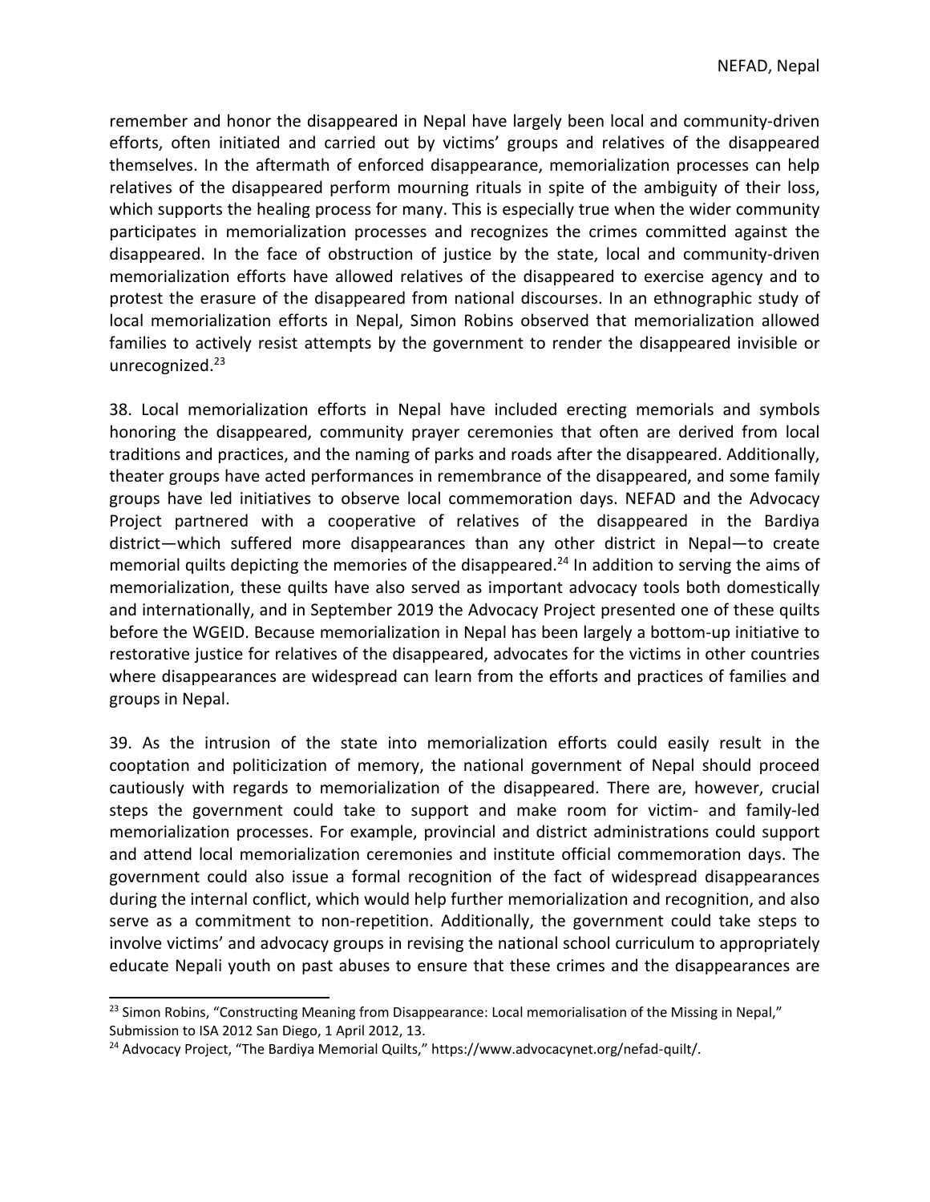remember and honor the disappeared in Nepal have largely been local and community-driven efforts, often initiated and carried out by victims' groups and relatives of the disappeared themselves. In the aftermath of enforced disappearance, memorialization processes can help relatives of the disappeared perform mourning rituals in spite of the ambiguity of their loss, which supports the healing process for many. This is especially true when the wider community participates in memorialization processes and recognizes the crimes committed against the disappeared. In the face of obstruction of justice by the state, local and community-driven memorialization efforts have allowed relatives of the disappeared to exercise agency and to protest the erasure of the disappeared from national discourses. In an ethnographic study of local memorialization efforts in Nepal, Simon Robins observed that memorialization allowed families to actively resist attempts by the government to render the disappeared invisible or unrecognized.[23]

38. Local memorialization efforts in Nepal have included erecting memorials and symbols honoring the disappeared, community prayer ceremonies that often are derived from local traditions and practices, and the naming of parks and roads after the disappeared. Additionally, theater groups have acted performances in remembrance of the disappeared, and some family groups have led initiatives to observe local commemoration days. NEFAD and the Advocacy Project partnered with a cooperative of relatives of the disappeared in the Bardiya district—which suffered more disappearances than any other district in Nepal—to create memorial quilts depicting the memories of the disappeared.[24] In addition to serving the aims of memorialization, these quilts have also served as important advocacy tools both domestically and internationally, and in September 2019 the Advocacy Project presented one of these quilts before the WGEID. Because memorialization in Nepal has been largely a bottom-up initiative to restorative justice for relatives of the disappeared, advocates for the victims in other countries where disappearances are widespread can learn from the efforts and practices of families and groups in Nepal.

39. As the intrusion of the state into memorialization efforts could easily result in the cooptation and politicization of memory, the national government of Nepal should proceed cautiously with regards to memorialization of the disappeared. There are, however, crucial steps the government could take to support and make room for victim- and family-led memorialization processes. For example, provincial and district administrations could support and attend local memorialization ceremonies and institute official commemoration days. The government could also issue a formal recognition of the fact of widespread disappearances during the internal conflict, which would help further memorialization and recognition, and also serve as a commitment to non-repetition. Additionally, the government could take steps to involve victims' and advocacy groups in revising the national school curriculum to appropriately educate Nepali youth on past abuses to ensure that these crimes and the disappearances are

---

[23] Simon Robins, "Constructing Meaning from Disappearance: Local memorialisation of the Missing in Nepal," Submission to ISA 2012 San Diego, 1 April 2012, 13.

[24] Advocacy Project, "The Bardiya Memorial Quilts," https://www.advocacynet.org/nefad-quilt/.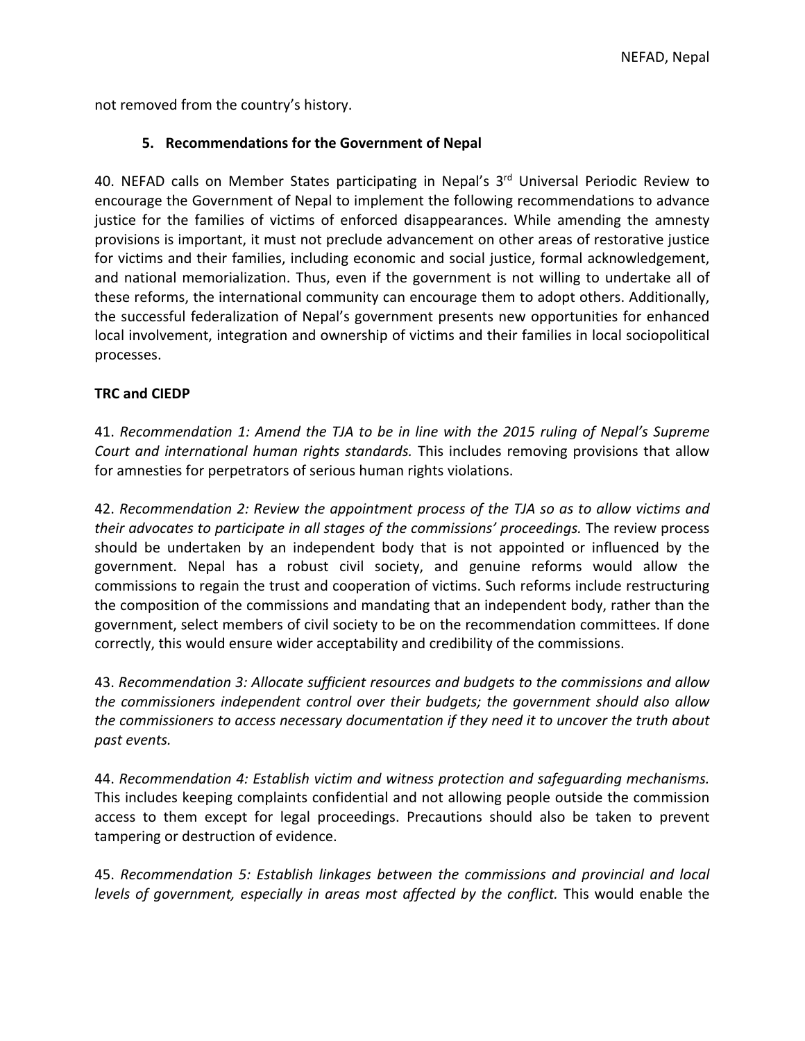not removed from the country's history.

## 5. Recommendations for the Government of Nepal

40. NEFAD calls on Member States participating in Nepal's 3rd Universal Periodic Review to encourage the Government of Nepal to implement the following recommendations to advance justice for the families of victims of enforced disappearances. While amending the amnesty provisions is important, it must not preclude advancement on other areas of restorative justice for victims and their families, including economic and social justice, formal acknowledgement, and national memorialization. Thus, even if the government is not willing to undertake all of these reforms, the international community can encourage them to adopt others. Additionally, the successful federalization of Nepal's government presents new opportunities for enhanced local involvement, integration and ownership of victims and their families in local sociopolitical processes.

**TRC and CIEDP**

41. *Recommendation 1: Amend the TJA to be in line with the 2015 ruling of Nepal's Supreme Court and international human rights standards.* This includes removing provisions that allow for amnesties for perpetrators of serious human rights violations.

42. *Recommendation 2: Review the appointment process of the TJA so as to allow victims and their advocates to participate in all stages of the commissions' proceedings.* The review process should be undertaken by an independent body that is not appointed or influenced by the government. Nepal has a robust civil society, and genuine reforms would allow the commissions to regain the trust and cooperation of victims. Such reforms include restructuring the composition of the commissions and mandating that an independent body, rather than the government, select members of civil society to be on the recommendation committees. If done correctly, this would ensure wider acceptability and credibility of the commissions.

43. *Recommendation 3: Allocate sufficient resources and budgets to the commissions and allow the commissioners independent control over their budgets; the government should also allow the commissioners to access necessary documentation if they need it to uncover the truth about past events.*

44. *Recommendation 4: Establish victim and witness protection and safeguarding mechanisms.* This includes keeping complaints confidential and not allowing people outside the commission access to them except for legal proceedings. Precautions should also be taken to prevent tampering or destruction of evidence.

45. *Recommendation 5: Establish linkages between the commissions and provincial and local levels of government, especially in areas most affected by the conflict.* This would enable the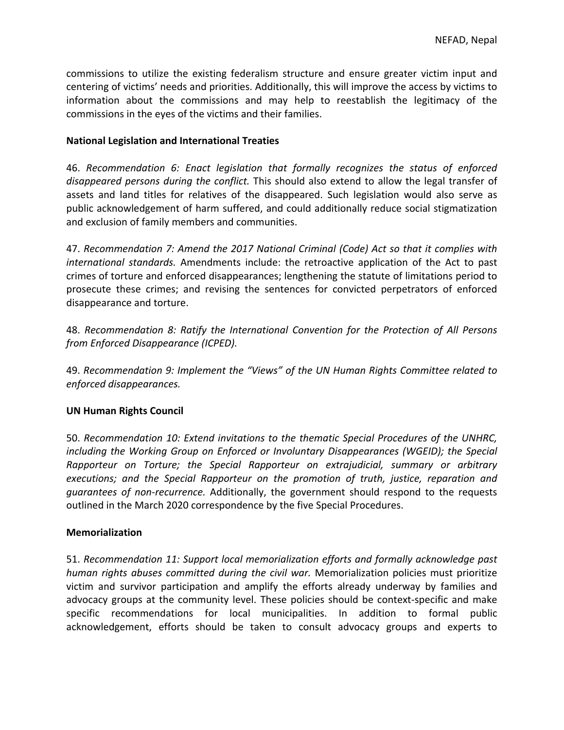commissions to utilize the existing federalism structure and ensure greater victim input and centering of victims' needs and priorities. Additionally, this will improve the access by victims to information about the commissions and may help to reestablish the legitimacy of the commissions in the eyes of the victims and their families.

**National Legislation and International Treaties**

46. *Recommendation 6: Enact legislation that formally recognizes the status of enforced disappeared persons during the conflict.* This should also extend to allow the legal transfer of assets and land titles for relatives of the disappeared. Such legislation would also serve as public acknowledgement of harm suffered, and could additionally reduce social stigmatization and exclusion of family members and communities.

47. *Recommendation 7: Amend the 2017 National Criminal (Code) Act so that it complies with international standards.* Amendments include: the retroactive application of the Act to past crimes of torture and enforced disappearances; lengthening the statute of limitations period to prosecute these crimes; and revising the sentences for convicted perpetrators of enforced disappearance and torture.

48. *Recommendation 8: Ratify the International Convention for the Protection of All Persons from Enforced Disappearance (ICPED).*

49. *Recommendation 9: Implement the "Views" of the UN Human Rights Committee related to enforced disappearances.*

**UN Human Rights Council**

50. *Recommendation 10: Extend invitations to the thematic Special Procedures of the UNHRC, including the Working Group on Enforced or Involuntary Disappearances (WGEID); the Special Rapporteur on Torture; the Special Rapporteur on extrajudicial, summary or arbitrary executions; and the Special Rapporteur on the promotion of truth, justice, reparation and guarantees of non-recurrence.* Additionally, the government should respond to the requests outlined in the March 2020 correspondence by the five Special Procedures.

**Memorialization**

51. *Recommendation 11: Support local memorialization efforts and formally acknowledge past human rights abuses committed during the civil war.* Memorialization policies must prioritize victim and survivor participation and amplify the efforts already underway by families and advocacy groups at the community level. These policies should be context-specific and make specific recommendations for local municipalities. In addition to formal public acknowledgement, efforts should be taken to consult advocacy groups and experts to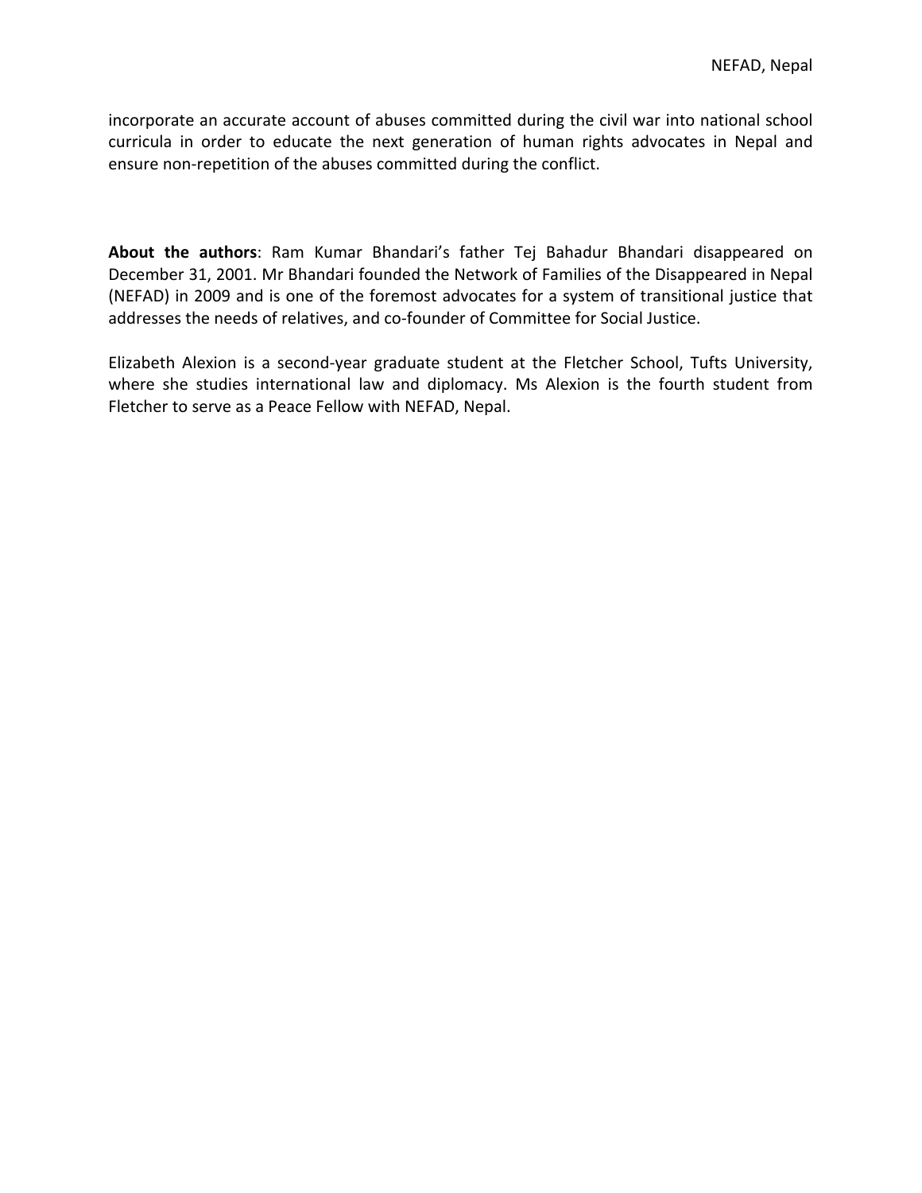incorporate an accurate account of abuses committed during the civil war into national school curricula in order to educate the next generation of human rights advocates in Nepal and ensure non-repetition of the abuses committed during the conflict.

**About the authors**: Ram Kumar Bhandari's father Tej Bahadur Bhandari disappeared on December 31, 2001. Mr Bhandari founded the Network of Families of the Disappeared in Nepal (NEFAD) in 2009 and is one of the foremost advocates for a system of transitional justice that addresses the needs of relatives, and co-founder of Committee for Social Justice.

Elizabeth Alexion is a second-year graduate student at the Fletcher School, Tufts University, where she studies international law and diplomacy. Ms Alexion is the fourth student from Fletcher to serve as a Peace Fellow with NEFAD, Nepal.